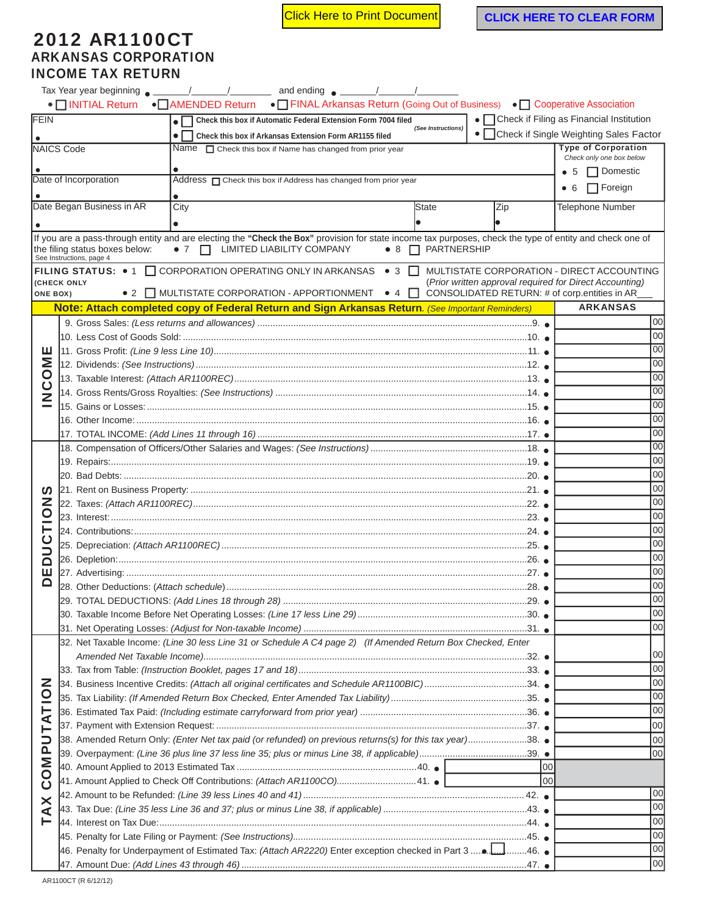Click Here to Print Document | CLICK HERE TO CLEAR FORM

# 2012 AR1100CT

## ARKANSAS CORPORATION INCOME TAX RETURN

Tax Year year beginning • ______/______/________ and ending • ______/______/________

• ☐ INITIAL Return • ☐ AMENDED Return • ☐ FINAL Arkansas Return (Going Out of Business) • ☐ Cooperative Association

| | | |
|---|---|---|
| FEIN • | • ☐ Check this box if Automatic Federal Extension Form 7004 filed (See Instructions) • ☐ Check this box if Arkansas Extension Form AR1155 filed | • ☐ Check if Filing as Financial Institution • ☐ Check if Single Weighting Sales Factor |
| NAICS Code • | Name ☐ Check this box if Name has changed from prior year • | **Type of Corporation** Check only one box below • 5 ☐ Domestic • 6 ☐ Foreign |
| Date of Incorporation • | Address ☐ Check this box if Address has changed from prior year • | |
| Date Began Business in AR • | City • / State • / Zip • | Telephone Number |

If you are a pass-through entity and are electing the **"Check the Box"** provision for state income tax purposes, check the type of entity and check one of the filing status boxes below: • 7 ☐ LIMITED LIABILITY COMPANY • 8 ☐ PARTNERSHIP
See Instructions, page 4

**FILING STATUS:** (CHECK ONLY ONE BOX)
- • 1 ☐ CORPORATION OPERATING ONLY IN ARKANSAS
- • 2 ☐ MULTISTATE CORPORATION - APPORTIONMENT
- • 3 ☐ MULTISTATE CORPORATION - DIRECT ACCOUNTING (Prior written approval required for Direct Accounting)
- • 4 ☐ CONSOLIDATED RETURN: # of corp.entities in AR___

**Note: Attach completed copy of Federal Return and Sign Arkansas Return.** *(See Important Reminders)*

| Section | Line | | ARKANSAS |
|---|---|---|---|
| INCOME | 9. Gross Sales: *(Less returns and allowances)* | 9. • | 00 |
| | 10. Less Cost of Goods Sold: | 10. • | 00 |
| | 11. Gross Profit: *(Line 9 less Line 10)* | 11. • | 00 |
| | 12. Dividends: *(See Instructions)* | 12. • | 00 |
| | 13. Taxable Interest: *(Attach AR1100REC)* | 13. • | 00 |
| | 14. Gross Rents/Gross Royalties: *(See Instructions)* | 14. • | 00 |
| | 15. Gains or Losses: | 15. • | 00 |
| | 16. Other Income: | 16. • | 00 |
| | 17. TOTAL INCOME: *(Add Lines 11 through 16)* | 17. • | 00 |
| DEDUCTIONS | 18. Compensation of Officers/Other Salaries and Wages: *(See Instructions)* | 18. • | 00 |
| | 19. Repairs: | 19. • | 00 |
| | 20. Bad Debts: | 20. • | 00 |
| | 21. Rent on Business Property: | 21. • | 00 |
| | 22. Taxes: *(Attach AR1100REC)* | 22. • | 00 |
| | 23. Interest: | 23. • | 00 |
| | 24. Contributions: | 24. • | 00 |
| | 25. Depreciation: *(Attach AR1100REC)* | 25. • | 00 |
| | 26. Depletion: | 26. • | 00 |
| | 27. Advertising: | 27. • | 00 |
| | 28. Other Deductions: *(Attach schedule)* | 28. • | 00 |
| | 29. TOTAL DEDUCTIONS: *(Add Lines 18 through 28)* | 29. • | 00 |
| | 30. Taxable Income Before Net Operating Losses: *(Line 17 less Line 29)* | 30. • | 00 |
| | 31. Net Operating Losses: *(Adjust for Non-taxable Income)* | 31. • | 00 |
| TAX COMPUTATION | 32. Net Taxable Income: *(Line 30 less Line 31 or Schedule A C4 page 2)* *(If Amended Return Box Checked, Enter Amended Net Taxable Income)* | 32. • | 00 |
| | 33. Tax from Table: *(Instruction Booklet, pages 17 and 18)* | 33. • | 00 |
| | 34. Business Incentive Credits: *(Attach all original certificates and Schedule AR1100BIC)* | 34. • | 00 |
| | 35. Tax Liability: *(If Amended Return Box Checked, Enter Amended Tax Liability)* | 35. • | 00 |
| | 36. Estimated Tax Paid: *(Including estimate carryforward from prior year)* | 36. • | 00 |
| | 37. Payment with Extension Request: | 37. • | 00 |
| | 38. Amended Return Only: *(Enter Net tax paid (or refunded) on previous returns(s) for this tax year)* | 38. • | 00 |
| | 39. Overpayment: *(Line 36 plus line 37 less line 35; plus or minus Line 38, if applicable)* | 39. • | 00 |
| | 40. Amount Applied to 2013 Estimated Tax ______ 00 | 40. • | |
| | 41. Amount Applied to Check Off Contributions: *(Attach AR1100CO)* ______ 00 | 41. • | |
| | 42. Amount to be Refunded: *(Line 39 less Lines 40 and 41)* | 42. • | 00 |
| | 43. Tax Due: *(Line 35 less Line 36 and 37; plus or minus Line 38, if applicable)* | 43. • | 00 |
| | 44. Interest on Tax Due: | 44. • | 00 |
| | 45. Penalty for Late Filing or Payment: *(See Instructions)* | 45. • | 00 |
| | 46. Penalty for Underpayment of Estimated Tax: *(Attach AR2220)* Enter exception checked in Part 3 • ☐ | 46. • | 00 |
| | 47. Amount Due: *(Add Lines 43 through 46)* | 47. • | 00 |

AR1100CT (R 6/12/12)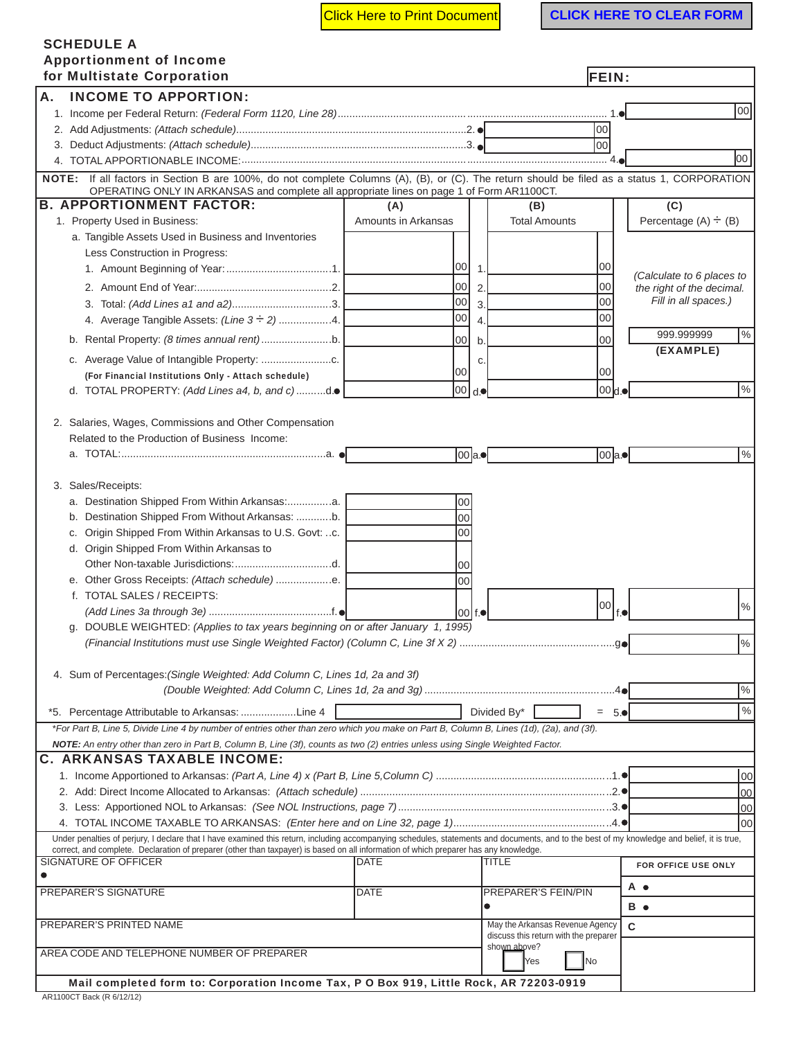Click Here to Print Document | CLICK HERE TO CLEAR FORM

## SCHEDULE A
## Apportionment of Income for Multistate Corporation

**FEIN:**

### A. INCOME TO APPORTION:

| | | | | |
|---|---|---|---|---|
| 1. Income per Federal Return: *(Federal Form 1120, Line 28)* | | | 1.● | 00 |
| 2. Add Adjustments: *(Attach schedule)* | 2.● | 00 | | |
| 3. Deduct Adjustments: *(Attach schedule)* | 3.● | 00 | | |
| 4. TOTAL APPORTIONABLE INCOME: | | | 4.● | 00 |

**NOTE:** If all factors in Section B are 100%, do not complete Columns (A), (B), or (C). The return should be filed as a status 1, CORPORATION OPERATING ONLY IN ARKANSAS and complete all appropriate lines on page 1 of Form AR1100CT.

### B. APPORTIONMENT FACTOR:

| | (A) Amounts in Arkansas | (B) Total Amounts | (C) Percentage (A) ÷ (B) |
|---|---|---|---|
| 1. Property Used in Business: | | | |
| a. Tangible Assets Used in Business and Inventories Less Construction in Progress: | | | *(Calculate to 6 places to the right of the decimal. Fill in all spaces.)* |
| 1. Amount Beginning of Year: ....1. | 00 | 1. 00 | |
| 2. Amount End of Year: ....2. | 00 | 2. 00 | |
| 3. Total: *(Add Lines a1 and a2)* ....3. | 00 | 3. 00 | |
| 4. Average Tangible Assets: *(Line 3 ÷ 2)* ....4. | 00 | 4. 00 | |
| b. Rental Property: *(8 times annual rent)* ....b. | 00 | b. 00 | 999.999999 % **(EXAMPLE)** |
| c. Average Value of Intangible Property: ....c. **(For Financial Institutions Only - Attach schedule)** | 00 | c. 00 | |
| d. TOTAL PROPERTY: *(Add Lines a4, b, and c)* ....d.● | 00 | d.● 00 | d.● % |
| 2. Salaries, Wages, Commissions and Other Compensation Related to the Production of Business Income: | | | |
| a. TOTAL: ....a.● | 00 | a.● 00 | a.● % |
| 3. Sales/Receipts: | | | |
| a. Destination Shipped From Within Arkansas: ....a. | 00 | | |
| b. Destination Shipped From Without Arkansas: ....b. | 00 | | |
| c. Origin Shipped From Within Arkansas to U.S. Govt: ....c. | 00 | | |
| d. Origin Shipped From Within Arkansas to Other Non-taxable Jurisdictions: ....d. | 00 | | |
| e. Other Gross Receipts: *(Attach schedule)* ....e. | 00 | | |
| f. TOTAL SALES / RECEIPTS: *(Add Lines 3a through 3e)* ....f.● | 00 | f.● 00 | f.● % |
| g. DOUBLE WEIGHTED: *(Applies to tax years beginning on or after January 1, 1995)* *(Financial Institutions must use Single Weighted Factor) (Column C, Line 3f X 2)* ....g.● | | | % |
| 4. Sum of Percentages: *(Single Weighted: Add Column C, Lines 1d, 2a and 3f)* *(Double Weighted: Add Column C, Lines 1d, 2a and 3g)* ....4.● | | | % |
| *5. Percentage Attributable to Arkansas: ....Line 4 ______ Divided By* ______ = 5.● | | | % |

*\*For Part B, Line 5, Divide Line 4 by number of entries other than zero which you make on Part B, Column B, Lines (1d), (2a), and (3f).*

***NOTE:** An entry other than zero in Part B, Column B, Line (3f), counts as two (2) entries unless using Single Weighted Factor.*

### C. ARKANSAS TAXABLE INCOME:

| | | |
|---|---|---|
| 1. Income Apportioned to Arkansas: *(Part A, Line 4) x (Part B, Line 5, Column C)* | 1.● | 00 |
| 2. Add: Direct Income Allocated to Arkansas: *(Attach schedule)* | 2.● | 00 |
| 3. Less: Apportioned NOL to Arkansas: *(See NOL Instructions, page 7)* | 3.● | 00 |
| 4. TOTAL INCOME TAXABLE TO ARKANSAS: *(Enter here and on Line 32, page 1)* | 4.● | 00 |

Under penalties of perjury, I declare that I have examined this return, including accompanying schedules, statements and documents, and to the best of my knowledge and belief, it is true, correct, and complete. Declaration of preparer (other than taxpayer) is based on all information of which preparer has any knowledge.

| | | | |
|---|---|---|---|
| SIGNATURE OF OFFICER ● | DATE | TITLE | **FOR OFFICE USE ONLY** |
| PREPARER'S SIGNATURE | DATE | PREPARER'S FEIN/PIN ● | A ● / B ● |
| PREPARER'S PRINTED NAME | | May the Arkansas Revenue Agency discuss this return with the preparer shown above? ☐ Yes ☐ No | C |
| AREA CODE AND TELEPHONE NUMBER OF PREPARER | | | |

**Mail completed form to: Corporation Income Tax, P O Box 919, Little Rock, AR 72203-0919**

AR1100CT Back (R 6/12/12)